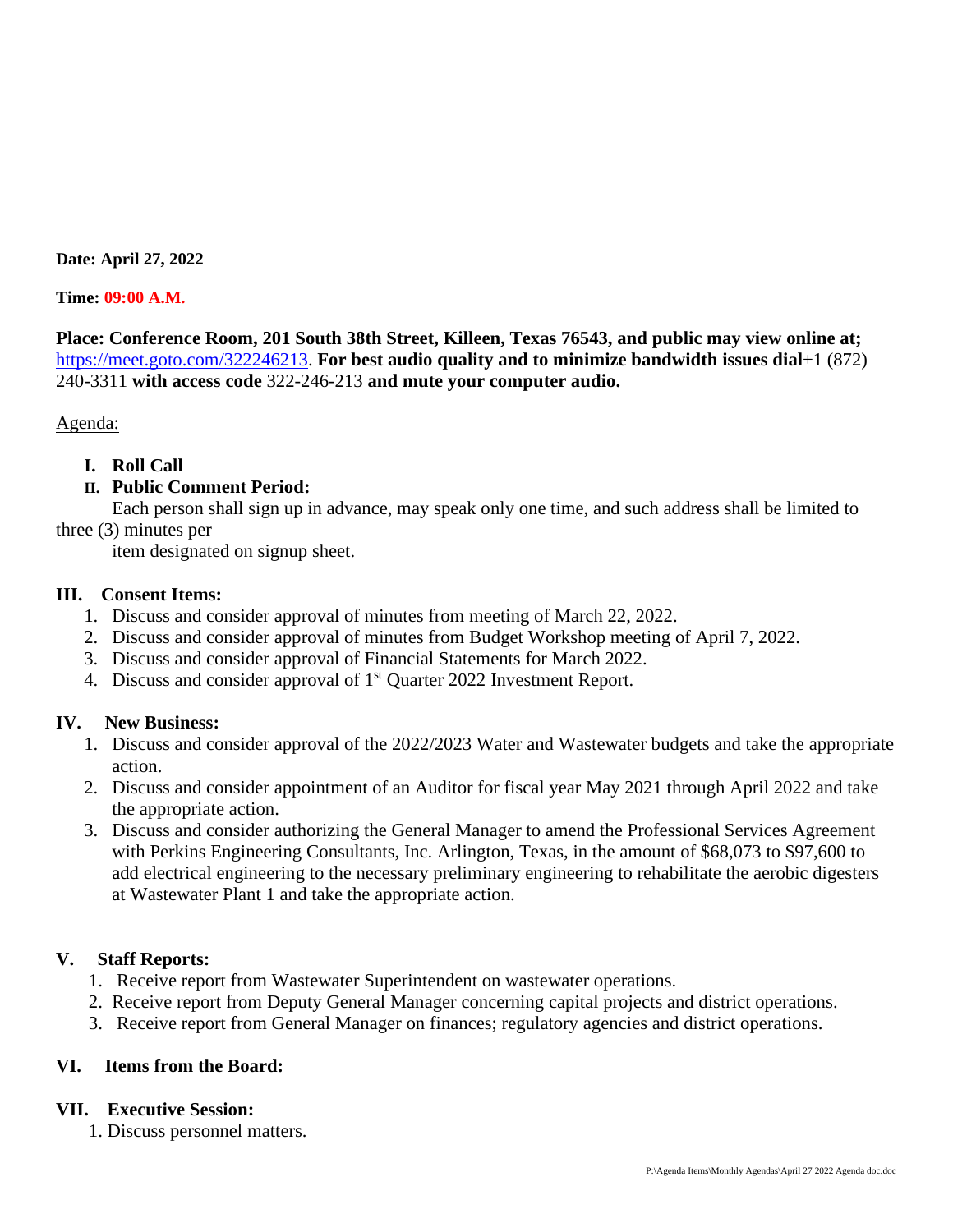**Date: April 27, 2022**

**Time: 09:00 A.M.**

**Place: Conference Room, 201 South 38th Street, Killeen, Texas 76543, and public may view online at;** https://meet.goto.com/322246213. **For best audio quality and to minimize bandwidth issues dial**+1 (872) 240-3311 **with access code** 322-246-213 **and mute your computer audio.**

Agenda:

**I. Roll Call**

**II. Public Comment Period:**

Each person shall sign up in advance, may speak only one time, and such address shall be limited to three (3) minutes per item designated on signup sheet.

**III. Consent Items:**

1. Discuss and consider approval of minutes from meeting of March 22, 2022.
2. Discuss and consider approval of minutes from Budget Workshop meeting of April 7, 2022.
3. Discuss and consider approval of Financial Statements for March 2022.
4. Discuss and consider approval of 1st Quarter 2022 Investment Report.

**IV. New Business:**

1. Discuss and consider approval of the 2022/2023 Water and Wastewater budgets and take the appropriate action.
2. Discuss and consider appointment of an Auditor for fiscal year May 2021 through April 2022 and take the appropriate action.
3. Discuss and consider authorizing the General Manager to amend the Professional Services Agreement with Perkins Engineering Consultants, Inc. Arlington, Texas, in the amount of $68,073 to $97,600 to add electrical engineering to the necessary preliminary engineering to rehabilitate the aerobic digesters at Wastewater Plant 1 and take the appropriate action.

**V. Staff Reports:**

1. Receive report from Wastewater Superintendent on wastewater operations.
2. Receive report from Deputy General Manager concerning capital projects and district operations.
3. Receive report from General Manager on finances; regulatory agencies and district operations.

**VI. Items from the Board:**

**VII. Executive Session:**

1. Discuss personnel matters.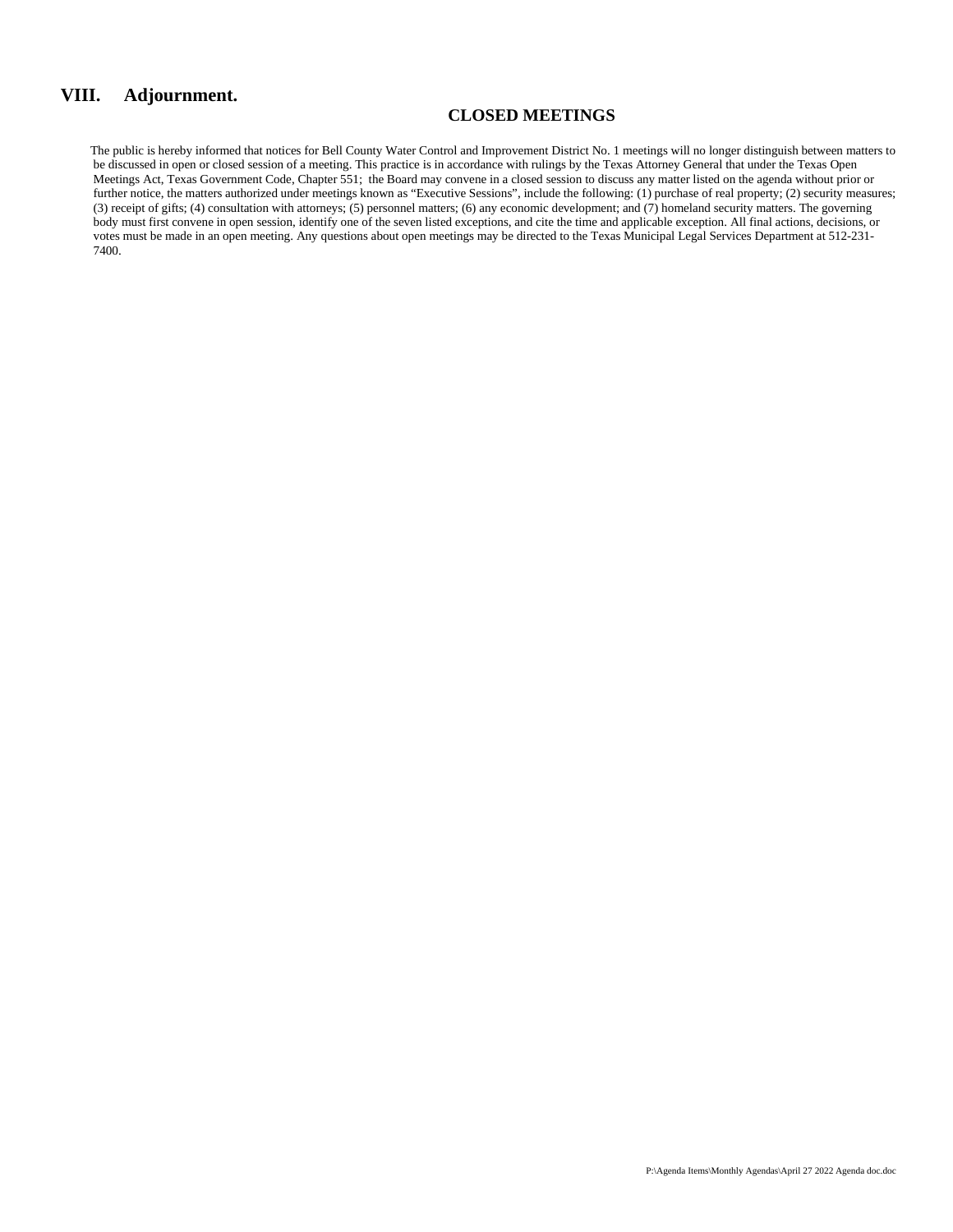## VIII. Adjournment.

### CLOSED MEETINGS

The public is hereby informed that notices for Bell County Water Control and Improvement District No. 1 meetings will no longer distinguish between matters to be discussed in open or closed session of a meeting. This practice is in accordance with rulings by the Texas Attorney General that under the Texas Open Meetings Act, Texas Government Code, Chapter 551; the Board may convene in a closed session to discuss any matter listed on the agenda without prior or further notice, the matters authorized under meetings known as "Executive Sessions", include the following: (1) purchase of real property; (2) security measures; (3) receipt of gifts; (4) consultation with attorneys; (5) personnel matters; (6) any economic development; and (7) homeland security matters. The governing body must first convene in open session, identify one of the seven listed exceptions, and cite the time and applicable exception. All final actions, decisions, or votes must be made in an open meeting. Any questions about open meetings may be directed to the Texas Municipal Legal Services Department at 512-231-7400.